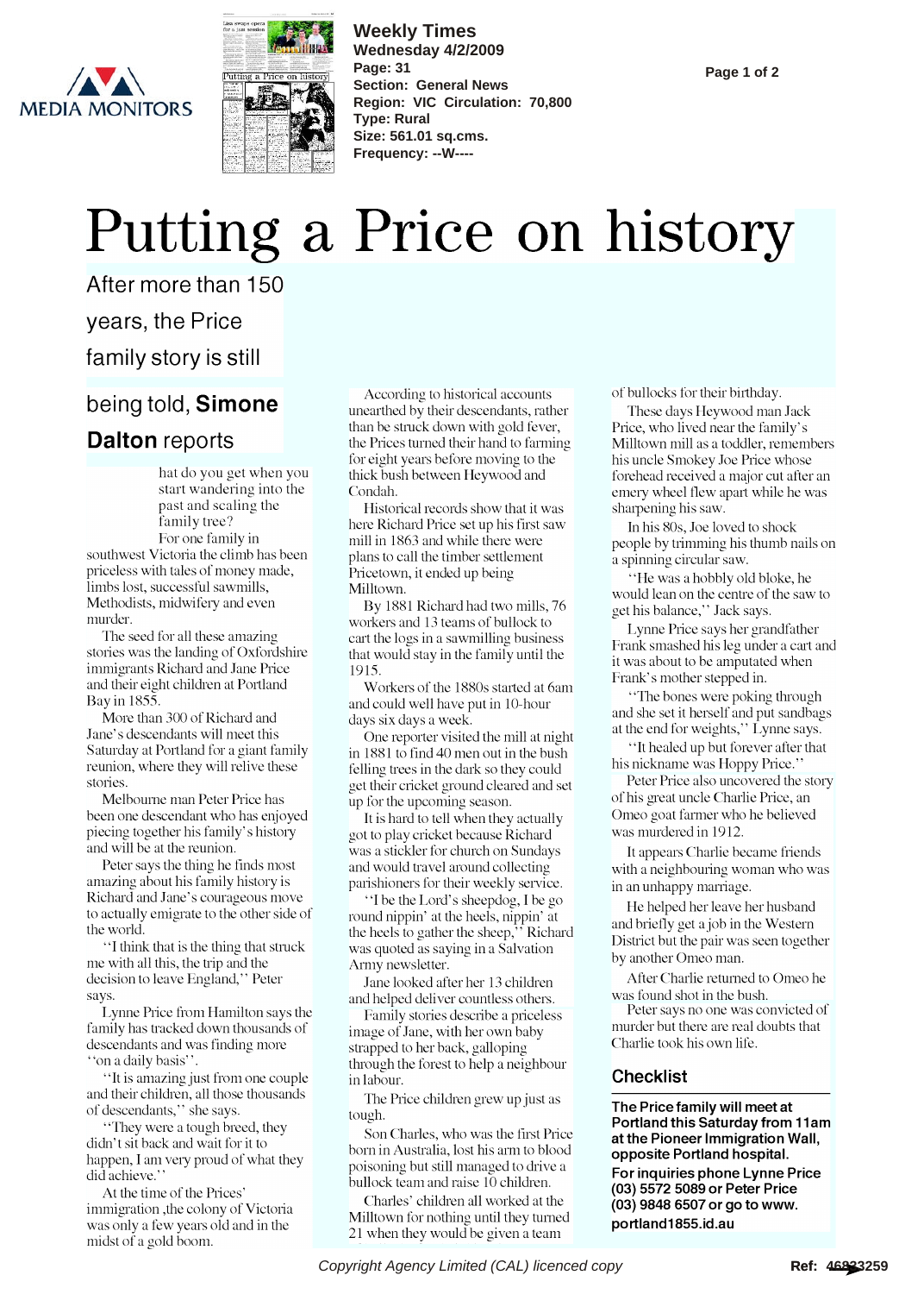**Weekly Times**
**Wednesday 4/2/2009**
**Page: 31**
**Section: General News**
**Region: VIC Circulation: 70,800**
**Type: Rural**
**Size: 561.01 sq.cms.**
**Frequency: --W----**

# Putting a Price on history

After more than 150 years, the Price family story is still being told, **Simone Dalton** reports

What do you get when you start wandering into the past and scaling the family tree?

For one family in southwest Victoria the climb has been priceless with tales of money made, limbs lost, successful sawmills, Methodists, midwifery and even murder.

The seed for all these amazing stories was the landing of Oxfordshire immigrants Richard and Jane Price and their eight children at Portland Bay in 1855.

More than 300 of Richard and Jane's descendants will meet this Saturday at Portland for a giant family reunion, where they will relive these stories.

Melbourne man Peter Price has been one descendant who has enjoyed piecing together his family's history and will be at the reunion.

Peter says the thing he finds most amazing about his family history is Richard and Jane's courageous move to actually emigrate to the other side of the world.

''I think that is the thing that struck me with all this, the trip and the decision to leave England,'' Peter says.

Lynne Price from Hamilton says the family has tracked down thousands of descendants and was finding more ''on a daily basis''.

''It is amazing just from one couple and their children, all those thousands of descendants,'' she says.

''They were a tough breed, they didn't sit back and wait for it to happen, I am very proud of what they did achieve.''

At the time of the Prices' immigration ,the colony of Victoria was only a few years old and in the midst of a gold boom.

According to historical accounts unearthed by their descendants, rather than be struck down with gold fever, the Prices turned their hand to farming for eight years before moving to the thick bush between Heywood and Condah.

Historical records show that it was here Richard Price set up his first saw mill in 1863 and while there were plans to call the timber settlement Pricetown, it ended up being Milltown.

By 1881 Richard had two mills, 76 workers and 13 teams of bullock to cart the logs in a sawmilling business that would stay in the family until the 1915.

Workers of the 1880s started at 6am and could well have put in 10-hour days six days a week.

One reporter visited the mill at night in 1881 to find 40 men out in the bush felling trees in the dark so they could get their cricket ground cleared and set up for the upcoming season.

It is hard to tell when they actually got to play cricket because Richard was a stickler for church on Sundays and would travel around collecting parishioners for their weekly service.

''I be the Lord's sheepdog, I be go round nippin' at the heels, nippin' at the heels to gather the sheep,'' Richard was quoted as saying in a Salvation Army newsletter.

Jane looked after her 13 children and helped deliver countless others.

Family stories describe a priceless image of Jane, with her own baby strapped to her back, galloping through the forest to help a neighbour in labour.

The Price children grew up just as tough.

Son Charles, who was the first Price born in Australia, lost his arm to blood poisoning but still managed to drive a bullock team and raise 10 children.

Charles' children all worked at the Milltown for nothing until they turned 21 when they would be given a team of bullocks for their birthday.

These days Heywood man Jack Price, who lived near the family's Milltown mill as a toddler, remembers his uncle Smokey Joe Price whose forehead received a major cut after an emery wheel flew apart while he was sharpening his saw.

In his 80s, Joe loved to shock people by trimming his thumb nails on a spinning circular saw.

''He was a hobbly old bloke, he would lean on the centre of the saw to get his balance,'' Jack says.

Lynne Price says her grandfather Frank smashed his leg under a cart and it was about to be amputated when Frank's mother stepped in.

''The bones were poking through and she set it herself and put sandbags at the end for weights,'' Lynne says.

''It healed up but forever after that his nickname was Hoppy Price.''

Peter Price also uncovered the story of his great uncle Charlie Price, an Omeo goat farmer who he believed was murdered in 1912.

It appears Charlie became friends with a neighbouring woman who was in an unhappy marriage.

He helped her leave her husband and briefly get a job in the Western District but the pair was seen together by another Omeo man.

After Charlie returned to Omeo he was found shot in the bush.

Peter says no one was convicted of murder but there are real doubts that Charlie took his own life.

## Checklist

**The Price family will meet at Portland this Saturday from 11am at the Pioneer Immigration Wall, opposite Portland hospital.**

**For inquiries phone Lynne Price (03) 5572 5089 or Peter Price (03) 9848 6507 or go to www. portland1855.id.au**

*Copyright Agency Limited (CAL) licenced copy*

**Ref: 46823259**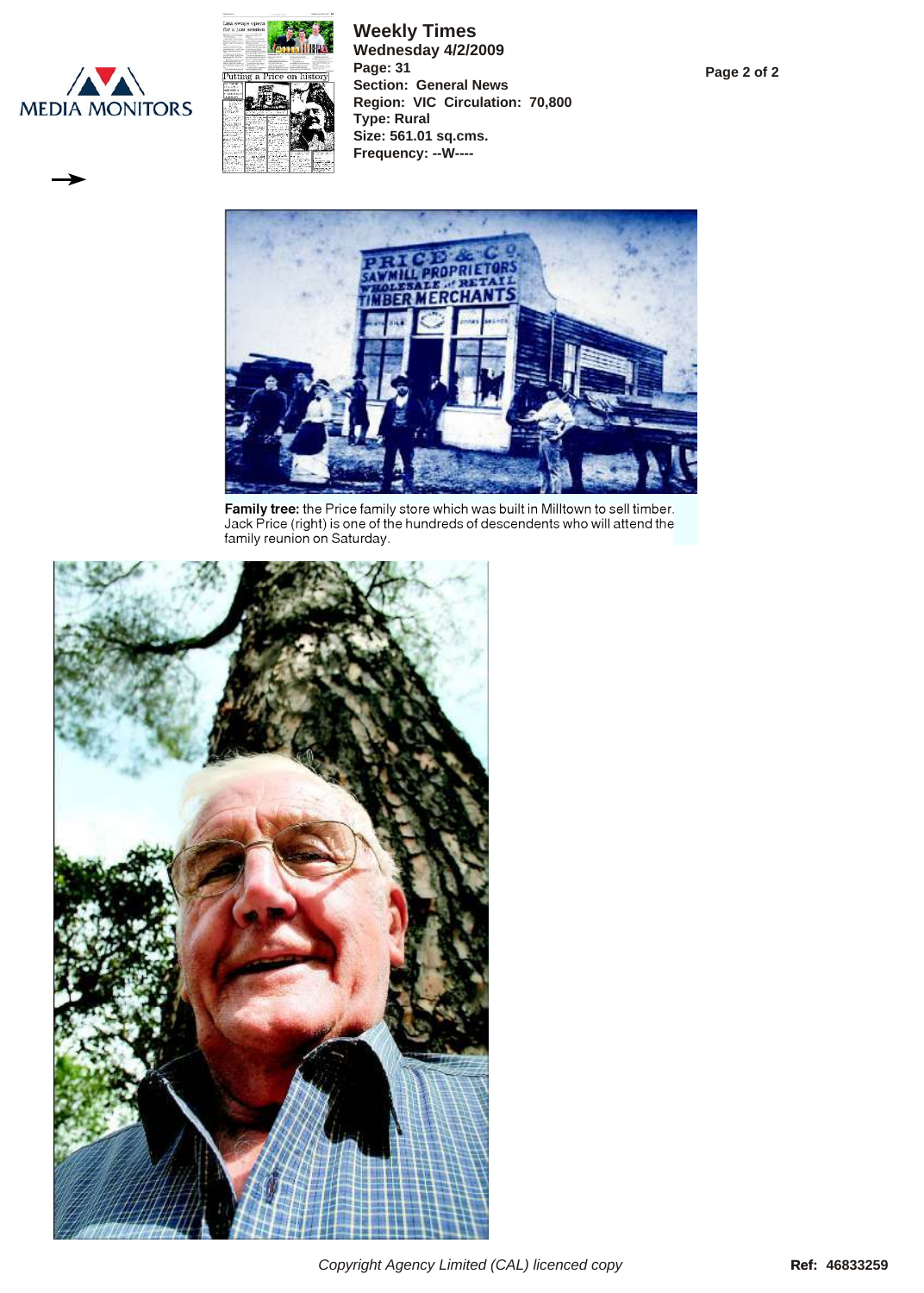**Weekly Times**
**Wednesday 4/2/2009**
**Page: 31**
**Section: General News**
**Region: VIC Circulation: 70,800**
**Type: Rural**
**Size: 561.01 sq.cms.**
**Frequency: --W----**

**Family tree:** the Price family store which was built in Milltown to sell timber. Jack Price (right) is one of the hundreds of descendents who will attend the family reunion on Saturday.

*Copyright Agency Limited (CAL) licenced copy*

**Ref: 46833259**